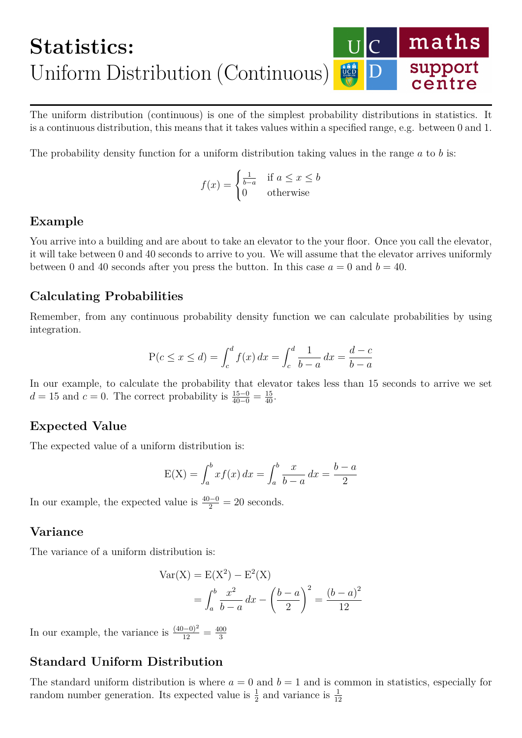# Statistics:
Uniform Distribution (Continuous)

The uniform distribution (continuous) is one of the simplest probability distributions in statistics. It is a continuous distribution, this means that it takes values within a specified range, e.g. between 0 and 1.

The probability density function for a uniform distribution taking values in the range $a$ to $b$ is:

$$f(x) = \begin{cases} \frac{1}{b-a} & \text{if } a \le x \le b \\ 0 & \text{otherwise} \end{cases}$$

### Example

You arrive into a building and are about to take an elevator to the your floor. Once you call the elevator, it will take between 0 and 40 seconds to arrive to you. We will assume that the elevator arrives uniformly between 0 and 40 seconds after you press the button. In this case $a = 0$ and $b = 40$.

### Calculating Probabilities

Remember, from any continuous probability density function we can calculate probabilities by using integration.

$$\text{P}(c \le x \le d) = \int_c^d f(x)\,dx = \int_c^d \frac{1}{b-a}\,dx = \frac{d-c}{b-a}$$

In our example, to calculate the probability that elevator takes less than 15 seconds to arrive we set $d = 15$ and $c = 0$. The correct probability is $\frac{15-0}{40-0} = \frac{15}{40}$.

### Expected Value

The expected value of a uniform distribution is:

$$\text{E(X)} = \int_a^b x f(x)\,dx = \int_a^b \frac{x}{b-a}\,dx = \frac{b-a}{2}$$

In our example, the expected value is $\frac{40-0}{2} = 20$ seconds.

### Variance

The variance of a uniform distribution is:

$$\begin{aligned} \text{Var(X)} &= \text{E(X}^2) - \text{E}^2(\text{X}) \\ &= \int_a^b \frac{x^2}{b-a}\,dx - \left(\frac{b-a}{2}\right)^2 = \frac{(b-a)^2}{12} \end{aligned}$$

In our example, the variance is $\frac{(40-0)^2}{12} = \frac{400}{3}$

### Standard Uniform Distribution

The standard uniform distribution is where $a = 0$ and $b = 1$ and is common in statistics, especially for random number generation. Its expected value is $\frac{1}{2}$ and variance is $\frac{1}{12}$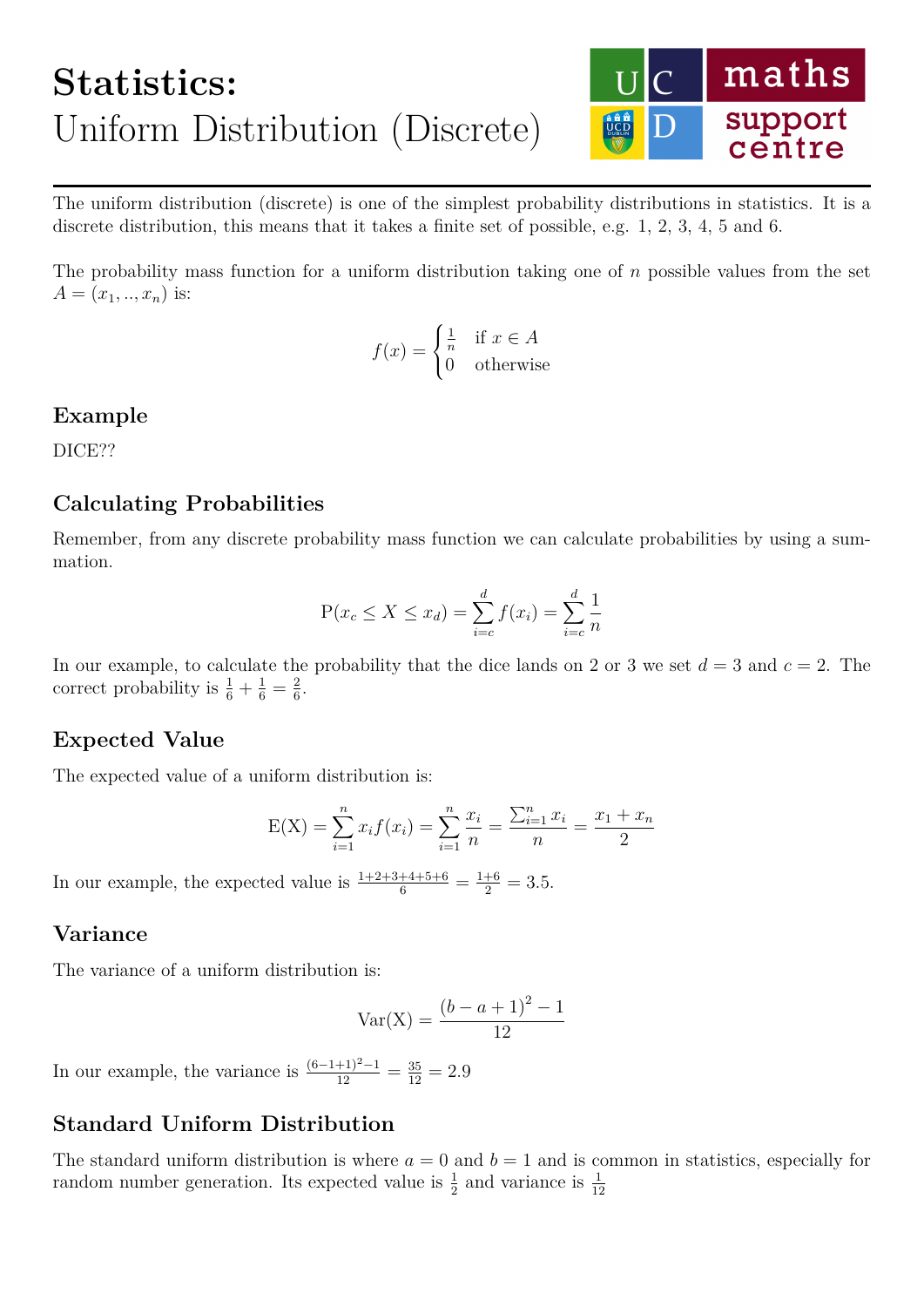# Statistics:
Uniform Distribution (Discrete)

The uniform distribution (discrete) is one of the simplest probability distributions in statistics. It is a discrete distribution, this means that it takes a finite set of possible, e.g. 1, 2, 3, 4, 5 and 6.

The probability mass function for a uniform distribution taking one of $n$ possible values from the set $A = (x_1, .., x_n)$ is:

$$f(x) = \begin{cases} \frac{1}{n} & \text{if } x \in A \\ 0 & \text{otherwise} \end{cases}$$

## Example

DICE??

## Calculating Probabilities

Remember, from any discrete probability mass function we can calculate probabilities by using a summation.

$$\text{P}(x_c \leq X \leq x_d) = \sum_{i=c}^{d} f(x_i) = \sum_{i=c}^{d} \frac{1}{n}$$

In our example, to calculate the probability that the dice lands on 2 or 3 we set $d = 3$ and $c = 2$. The correct probability is $\frac{1}{6} + \frac{1}{6} = \frac{2}{6}$.

## Expected Value

The expected value of a uniform distribution is:

$$\text{E(X)} = \sum_{i=1}^{n} x_i f(x_i) = \sum_{i=1}^{n} \frac{x_i}{n} = \frac{\sum_{i=1}^{n} x_i}{n} = \frac{x_1 + x_n}{2}$$

In our example, the expected value is $\frac{1+2+3+4+5+6}{6} = \frac{1+6}{2} = 3.5$.

## Variance

The variance of a uniform distribution is:

$$\text{Var(X)} = \frac{(b - a + 1)^2 - 1}{12}$$

In our example, the variance is $\frac{(6-1+1)^2-1}{12} = \frac{35}{12} = 2.9$

## Standard Uniform Distribution

The standard uniform distribution is where $a = 0$ and $b = 1$ and is common in statistics, especially for random number generation. Its expected value is $\frac{1}{2}$ and variance is $\frac{1}{12}$